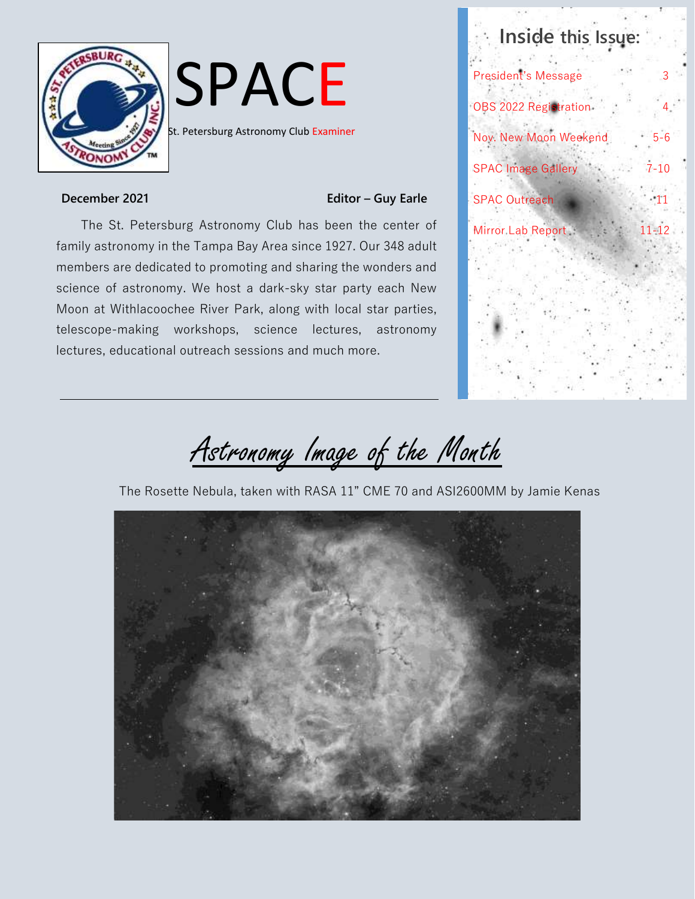# SPACE

St. Petersburg Astronomy Club Examiner

**December 2021** **Editor – Guy Earle**

The St. Petersburg Astronomy Club has been the center of family astronomy in the Tampa Bay Area since 1927. Our 348 adult members are dedicated to promoting and sharing the wonders and science of astronomy. We host a dark-sky star party each New Moon at Withlacoochee River Park, along with local star parties, telescope-making workshops, science lectures, astronomy lectures, educational outreach sessions and much more.

## Inside this Issue:

| | |
|---|---|
| President's Message | 3 |
| OBS 2022 Registration | 4 |
| Nov. New Moon Weekend | 5-6 |
| SPAC Image Gallery | 7-10 |
| SPAC Outreach | 11 |
| Mirror Lab Report | 11-12 |

## Astronomy Image of the Month

The Rosette Nebula, taken with RASA 11" CME 70 and ASI2600MM by Jamie Kenas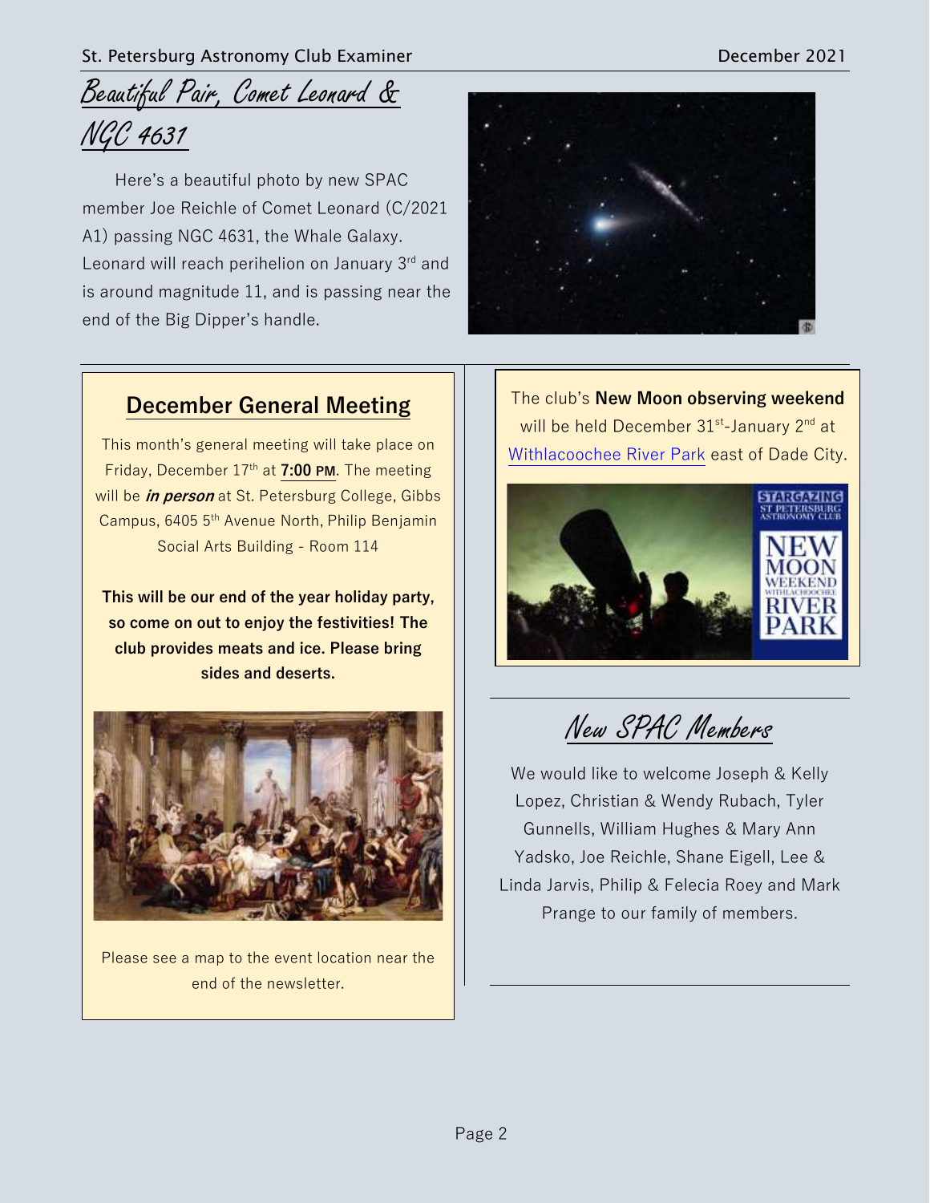## Beautiful Pair, Comet Leonard & NGC 4631

Here's a beautiful photo by new SPAC member Joe Reichle of Comet Leonard (C/2021 A1) passing NGC 4631, the Whale Galaxy. Leonard will reach perihelion on January 3rd and is around magnitude 11, and is passing near the end of the Big Dipper's handle.

## December General Meeting

This month's general meeting will take place on Friday, December 17th at **7:00 PM**. The meeting will be ***in person*** at St. Petersburg College, Gibbs Campus, 6405 5th Avenue North, Philip Benjamin Social Arts Building - Room 114

**This will be our end of the year holiday party, so come on out to enjoy the festivities! The club provides meats and ice. Please bring sides and deserts.**

Please see a map to the event location near the end of the newsletter.

The club's **New Moon observing weekend** will be held December 31st-January 2nd at Withlacoochee River Park east of Dade City.

## New SPAC Members

We would like to welcome Joseph & Kelly Lopez, Christian & Wendy Rubach, Tyler Gunnells, William Hughes & Mary Ann Yadsko, Joe Reichle, Shane Eigell, Lee & Linda Jarvis, Philip & Felecia Roey and Mark Prange to our family of members.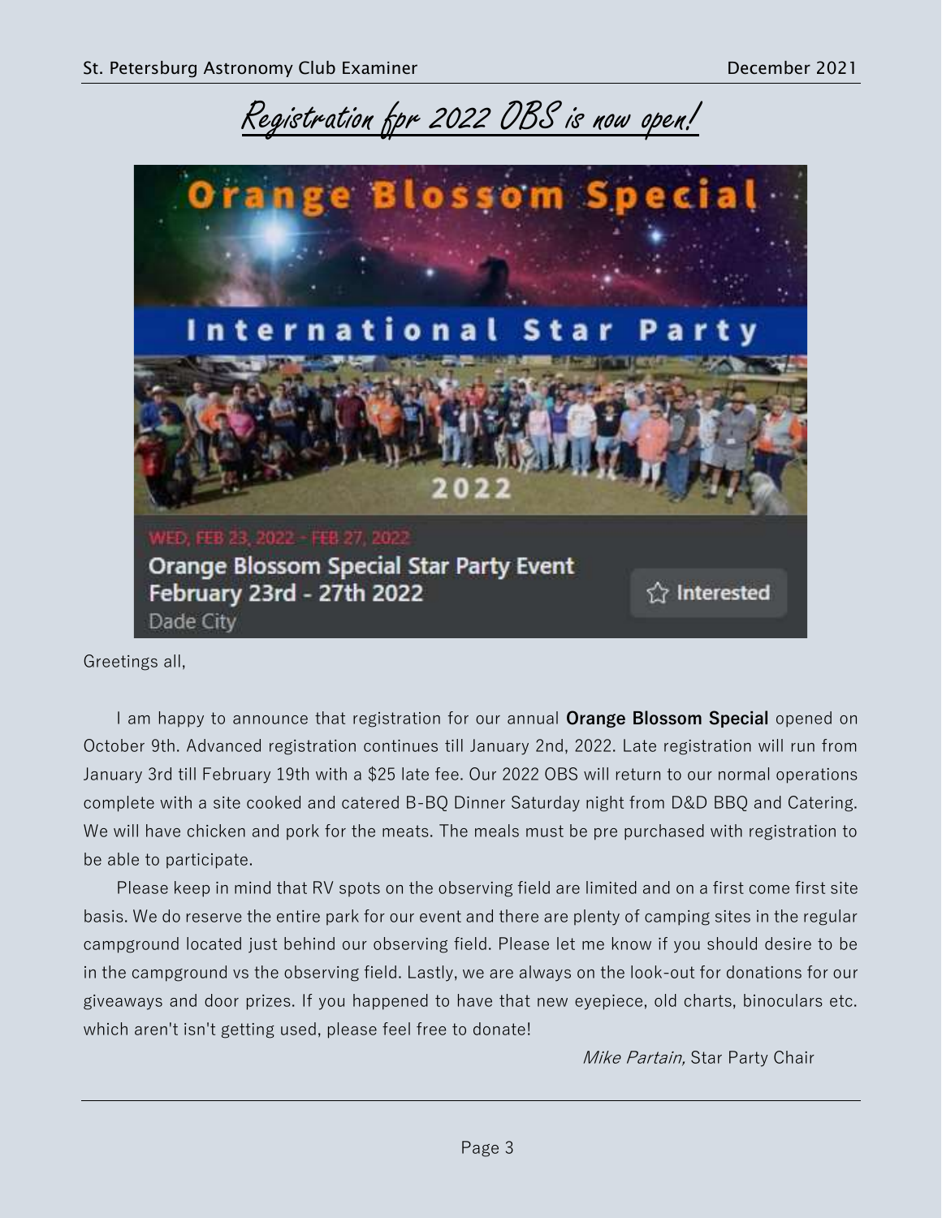# Registration fpr 2022 OBS is now open!

Greetings all,

I am happy to announce that registration for our annual **Orange Blossom Special** opened on October 9th. Advanced registration continues till January 2nd, 2022. Late registration will run from January 3rd till February 19th with a $25 late fee. Our 2022 OBS will return to our normal operations complete with a site cooked and catered B-BQ Dinner Saturday night from D&D BBQ and Catering. We will have chicken and pork for the meats. The meals must be pre purchased with registration to be able to participate.

Please keep in mind that RV spots on the observing field are limited and on a first come first site basis. We do reserve the entire park for our event and there are plenty of camping sites in the regular campground located just behind our observing field. Please let me know if you should desire to be in the campground vs the observing field. Lastly, we are always on the look-out for donations for our giveaways and door prizes. If you happened to have that new eyepiece, old charts, binoculars etc. which aren't isn't getting used, please feel free to donate!

*Mike Partain,* Star Party Chair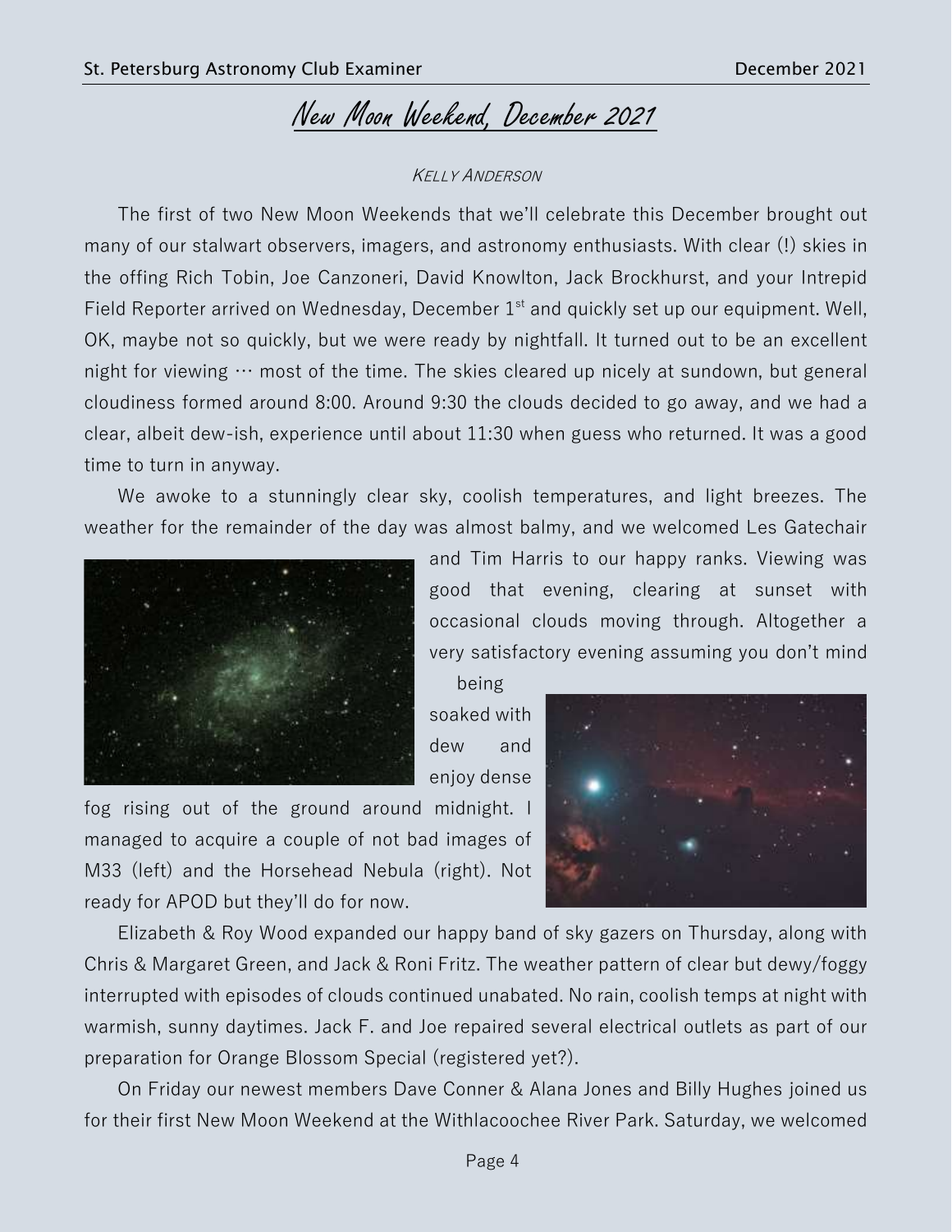# New Moon Weekend, December 2021

*Kelly Anderson*

The first of two New Moon Weekends that we'll celebrate this December brought out many of our stalwart observers, imagers, and astronomy enthusiasts. With clear (!) skies in the offing Rich Tobin, Joe Canzoneri, David Knowlton, Jack Brockhurst, and your Intrepid Field Reporter arrived on Wednesday, December 1st and quickly set up our equipment. Well, OK, maybe not so quickly, but we were ready by nightfall. It turned out to be an excellent night for viewing … most of the time. The skies cleared up nicely at sundown, but general cloudiness formed around 8:00. Around 9:30 the clouds decided to go away, and we had a clear, albeit dew-ish, experience until about 11:30 when guess who returned. It was a good time to turn in anyway.

We awoke to a stunningly clear sky, coolish temperatures, and light breezes. The weather for the remainder of the day was almost balmy, and we welcomed Les Gatechair and Tim Harris to our happy ranks. Viewing was good that evening, clearing at sunset with occasional clouds moving through. Altogether a very satisfactory evening assuming you don't mind being soaked with dew and enjoy dense fog rising out of the ground around midnight. I managed to acquire a couple of not bad images of M33 (left) and the Horsehead Nebula (right). Not ready for APOD but they'll do for now.

Elizabeth & Roy Wood expanded our happy band of sky gazers on Thursday, along with Chris & Margaret Green, and Jack & Roni Fritz. The weather pattern of clear but dewy/foggy interrupted with episodes of clouds continued unabated. No rain, coolish temps at night with warmish, sunny daytimes. Jack F. and Joe repaired several electrical outlets as part of our preparation for Orange Blossom Special (registered yet?).

On Friday our newest members Dave Conner & Alana Jones and Billy Hughes joined us for their first New Moon Weekend at the Withlacoochee River Park. Saturday, we welcomed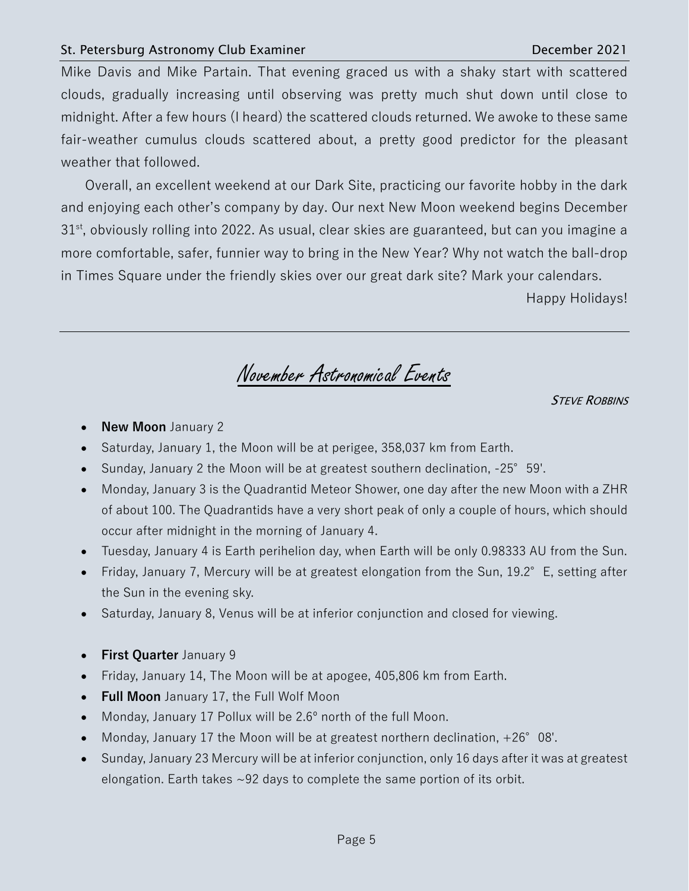Mike Davis and Mike Partain. That evening graced us with a shaky start with scattered clouds, gradually increasing until observing was pretty much shut down until close to midnight. After a few hours (I heard) the scattered clouds returned. We awoke to these same fair-weather cumulus clouds scattered about, a pretty good predictor for the pleasant weather that followed.

Overall, an excellent weekend at our Dark Site, practicing our favorite hobby in the dark and enjoying each other's company by day. Our next New Moon weekend begins December 31st, obviously rolling into 2022. As usual, clear skies are guaranteed, but can you imagine a more comfortable, safer, funnier way to bring in the New Year? Why not watch the ball-drop in Times Square under the friendly skies over our great dark site? Mark your calendars.

Happy Holidays!

---

## November Astronomical Events

*Steve Robbins*

- **New Moon** January 2
- Saturday, January 1, the Moon will be at perigee, 358,037 km from Earth.
- Sunday, January 2 the Moon will be at greatest southern declination, -25° 59'.
- Monday, January 3 is the Quadrantid Meteor Shower, one day after the new Moon with a ZHR of about 100. The Quadrantids have a very short peak of only a couple of hours, which should occur after midnight in the morning of January 4.
- Tuesday, January 4 is Earth perihelion day, when Earth will be only 0.98333 AU from the Sun.
- Friday, January 7, Mercury will be at greatest elongation from the Sun, 19.2° E, setting after the Sun in the evening sky.
- Saturday, January 8, Venus will be at inferior conjunction and closed for viewing.

- **First Quarter** January 9
- Friday, January 14, The Moon will be at apogee, 405,806 km from Earth.
- **Full Moon** January 17, the Full Wolf Moon
- Monday, January 17 Pollux will be 2.6º north of the full Moon.
- Monday, January 17 the Moon will be at greatest northern declination, +26° 08'.
- Sunday, January 23 Mercury will be at inferior conjunction, only 16 days after it was at greatest elongation. Earth takes ~92 days to complete the same portion of its orbit.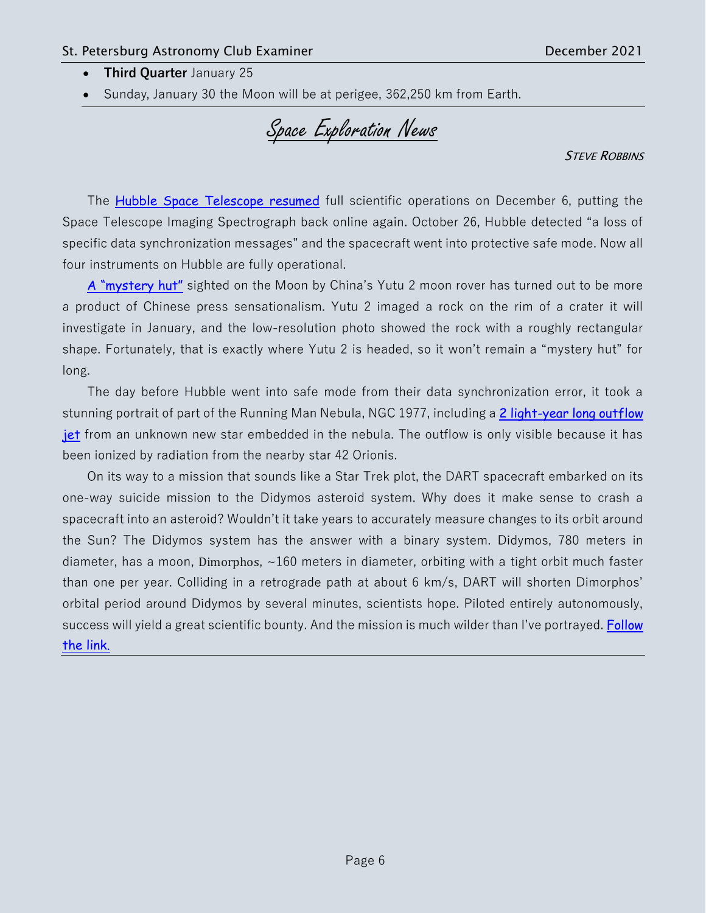- **Third Quarter** January 25
- Sunday, January 30 the Moon will be at perigee, 362,250 km from Earth.

## Space Exploration News

*Steve Robbins*

The Hubble Space Telescope resumed full scientific operations on December 6, putting the Space Telescope Imaging Spectrograph back online again. October 26, Hubble detected “a loss of specific data synchronization messages” and the spacecraft went into protective safe mode. Now all four instruments on Hubble are fully operational.

A “mystery hut” sighted on the Moon by China’s Yutu 2 moon rover has turned out to be more a product of Chinese press sensationalism. Yutu 2 imaged a rock on the rim of a crater it will investigate in January, and the low-resolution photo showed the rock with a roughly rectangular shape. Fortunately, that is exactly where Yutu 2 is headed, so it won’t remain a “mystery hut” for long.

The day before Hubble went into safe mode from their data synchronization error, it took a stunning portrait of part of the Running Man Nebula, NGC 1977, including a 2 light-year long outflow jet from an unknown new star embedded in the nebula. The outflow is only visible because it has been ionized by radiation from the nearby star 42 Orionis.

On its way to a mission that sounds like a Star Trek plot, the DART spacecraft embarked on its one-way suicide mission to the Didymos asteroid system. Why does it make sense to crash a spacecraft into an asteroid? Wouldn’t it take years to accurately measure changes to its orbit around the Sun? The Didymos system has the answer with a binary system. Didymos, 780 meters in diameter, has a moon, Dimorphos, ~160 meters in diameter, orbiting with a tight orbit much faster than one per year. Colliding in a retrograde path at about 6 km/s, DART will shorten Dimorphos’ orbital period around Didymos by several minutes, scientists hope. Piloted entirely autonomously, success will yield a great scientific bounty. And the mission is much wilder than I’ve portrayed. Follow the link.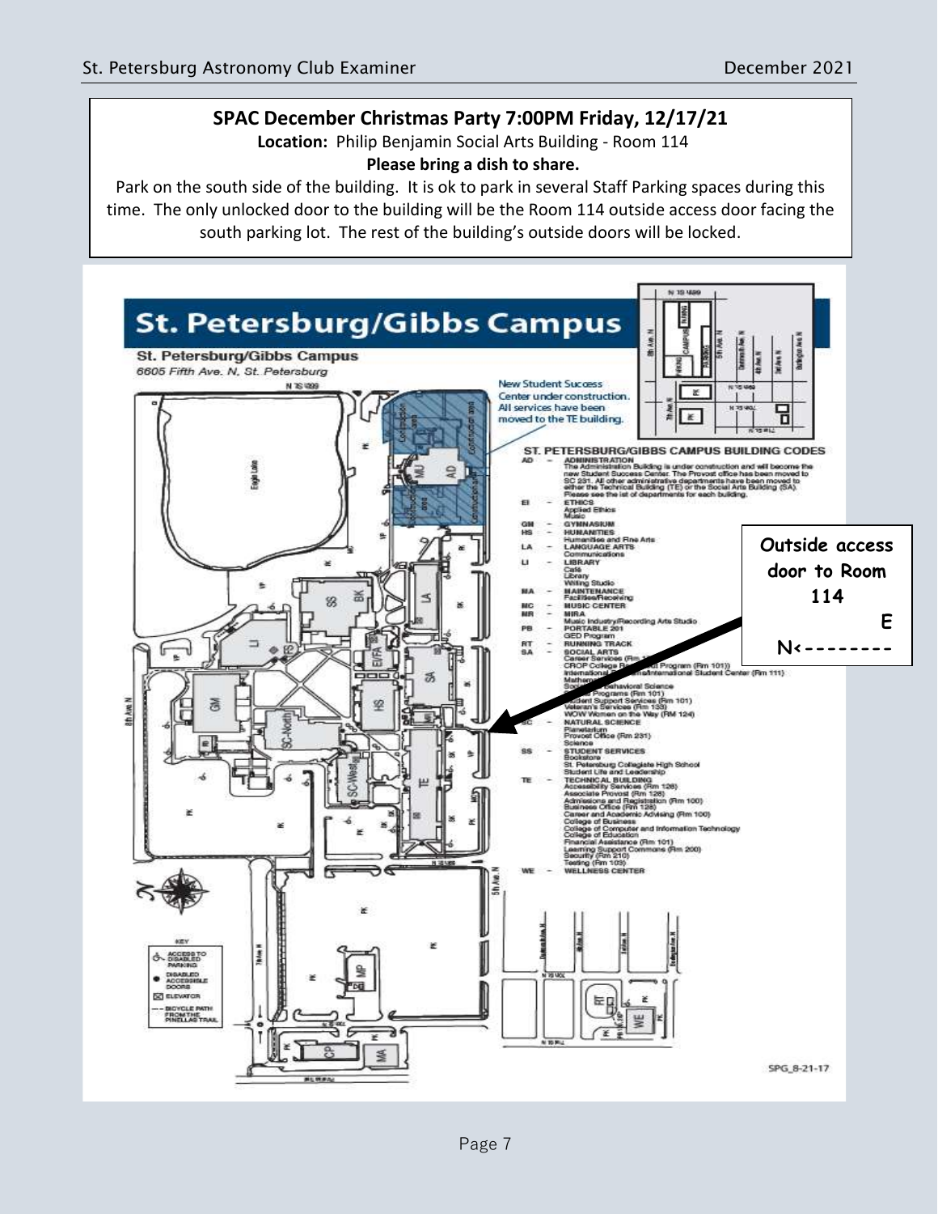**SPAC December Christmas Party 7:00PM Friday, 12/17/21**

**Location:** Philip Benjamin Social Arts Building - Room 114

**Please bring a dish to share.**

Park on the south side of the building. It is ok to park in several Staff Parking spaces during this time. The only unlocked door to the building will be the Room 114 outside access door facing the south parking lot. The rest of the building's outside doors will be locked.

# St. Petersburg/Gibbs Campus

**St. Petersburg/Gibbs Campus**

*6605 Fifth Ave. N, St. Petersburg*

New Student Success Center under construction. All services have been moved to the TE building.

**Outside access door to Room 114**

E

N<--------

## ST. PETERSBURG/GIBBS CAMPUS BUILDING CODES

- **AD** – ADMINISTRATION
  The Administration Building is under construction and will become the new Student Success Center. The Provost office has been moved to SC 231. All other administrative departments have been moved to either the Technical Building (TE) or the Social Arts Building (SA). Please see the list of departments for each building.
- **EI** – ETHICS
  Applied Ethics
  Music
- **GM** – GYMNASIUM
- **HS** – HUMANITIES
  Humanities and Fine Arts
- **LA** – LANGUAGE ARTS
  Communications
- **LI** – LIBRARY
  Café
  Library
  Writing Studio
- **MA** – MAINTENANCE
  Facilities/Receiving
- **MC** – MUSIC CENTER
- **MR** – MIRA
  Music Industry/Recording Arts Studio
- **PB** – PORTABLE 201
  GED Program
- **RT** – RUNNING TRACK
- **SA** – SOCIAL ARTS
  Career Services (Rm 1..)
  CROP College R... Program (Rm 101))
  International ...International Student Center (Rm 111)
  Mathem...
  Soci... Behavioral Science
  ... Programs (Rm 101)
  Student Support Services (Rm 101)
  Veteran's Services (Rm 133)
  WOW Women on the Way (RM 124)
- **SC** – NATURAL SCIENCE
  Planetarium
  Provost Office (Rm 231)
  Science
- **SS** – STUDENT SERVICES
  Bookstore
  St. Petersburg Collegiate High School
  Student Life and Leadership
- **TE** – TECHNICAL BUILDING
  Accessibility Services (Rm 126)
  Associate Provost (Rm 128)
  Admissions and Registration (Rm 100)
  Business Office (Rm 128)
  Career and Academic Advising (Rm 100)
  College of Business
  College of Computer and Information Technology
  College of Education
  Financial Assistance (Rm 101)
  Learning Support Commons (Rm 200)
  Security (Rm 210)
  Testing (Rm 103)
- **WE** – WELLNESS CENTER

**KEY**
- ACCESS TO DISABLED PARKING
- DISABLED ACCESSIBLE DOORS
- ELEVATOR
- BICYCLE PATH FROM THE PINELLAS TRAIL

SPG_8-21-17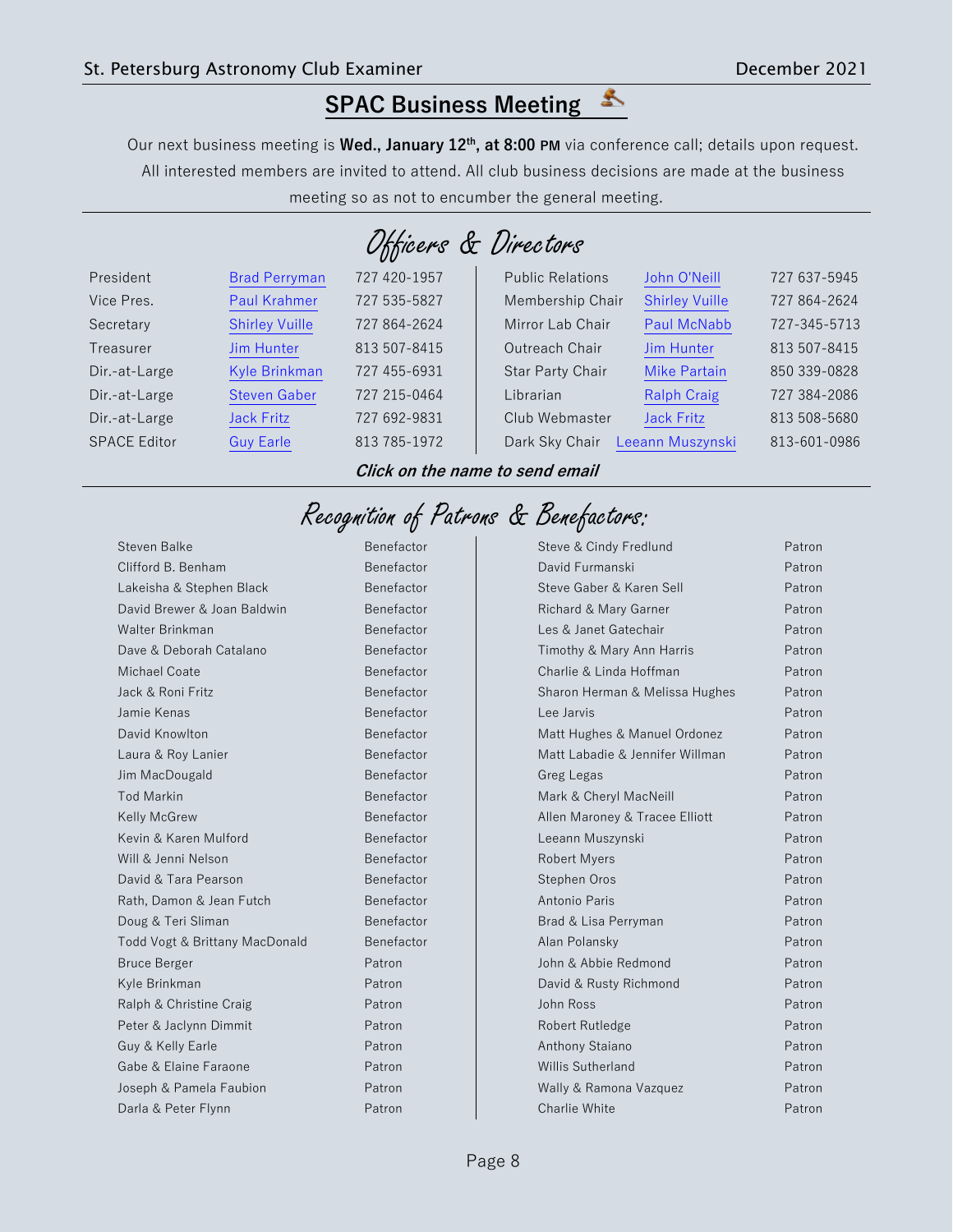## SPAC Business Meeting

Our next business meeting is **Wed., January 12th, at 8:00 PM** via conference call; details upon request. All interested members are invited to attend. All club business decisions are made at the business meeting so as not to encumber the general meeting.

## Officers & Directors

| | | | | | |
|---|---|---|---|---|---|
| President | Brad Perryman | 727 420-1957 | Public Relations | John O'Neill | 727 637-5945 |
| Vice Pres. | Paul Krahmer | 727 535-5827 | Membership Chair | Shirley Vuille | 727 864-2624 |
| Secretary | Shirley Vuille | 727 864-2624 | Mirror Lab Chair | Paul McNabb | 727-345-5713 |
| Treasurer | Jim Hunter | 813 507-8415 | Outreach Chair | Jim Hunter | 813 507-8415 |
| Dir.-at-Large | Kyle Brinkman | 727 455-6931 | Star Party Chair | Mike Partain | 850 339-0828 |
| Dir.-at-Large | Steven Gaber | 727 215-0464 | Librarian | Ralph Craig | 727 384-2086 |
| Dir.-at-Large | Jack Fritz | 727 692-9831 | Club Webmaster | Jack Fritz | 813 508-5680 |
| SPACE Editor | Guy Earle | 813 785-1972 | Dark Sky Chair | Leeann Muszynski | 813-601-0986 |

***Click on the name to send email***

## Recognition of Patrons & Benefactors:

| | |
|---|---|
| Steven Balke | Benefactor |
| Clifford B. Benham | Benefactor |
| Lakeisha & Stephen Black | Benefactor |
| David Brewer & Joan Baldwin | Benefactor |
| Walter Brinkman | Benefactor |
| Dave & Deborah Catalano | Benefactor |
| Michael Coate | Benefactor |
| Jack & Roni Fritz | Benefactor |
| Jamie Kenas | Benefactor |
| David Knowlton | Benefactor |
| Laura & Roy Lanier | Benefactor |
| Jim MacDougald | Benefactor |
| Tod Markin | Benefactor |
| Kelly McGrew | Benefactor |
| Kevin & Karen Mulford | Benefactor |
| Will & Jenni Nelson | Benefactor |
| David & Tara Pearson | Benefactor |
| Rath, Damon & Jean Futch | Benefactor |
| Doug & Teri Sliman | Benefactor |
| Todd Vogt & Brittany MacDonald | Benefactor |
| Bruce Berger | Patron |
| Kyle Brinkman | Patron |
| Ralph & Christine Craig | Patron |
| Peter & Jaclynn Dimmit | Patron |
| Guy & Kelly Earle | Patron |
| Gabe & Elaine Faraone | Patron |
| Joseph & Pamela Faubion | Patron |
| Darla & Peter Flynn | Patron |
| Steve & Cindy Fredlund | Patron |
| David Furmanski | Patron |
| Steve Gaber & Karen Sell | Patron |
| Richard & Mary Garner | Patron |
| Les & Janet Gatechair | Patron |
| Timothy & Mary Ann Harris | Patron |
| Charlie & Linda Hoffman | Patron |
| Sharon Herman & Melissa Hughes | Patron |
| Lee Jarvis | Patron |
| Matt Hughes & Manuel Ordonez | Patron |
| Matt Labadie & Jennifer Willman | Patron |
| Greg Legas | Patron |
| Mark & Cheryl MacNeill | Patron |
| Allen Maroney & Tracee Elliott | Patron |
| Leeann Muszynski | Patron |
| Robert Myers | Patron |
| Stephen Oros | Patron |
| Antonio Paris | Patron |
| Brad & Lisa Perryman | Patron |
| Alan Polansky | Patron |
| John & Abbie Redmond | Patron |
| David & Rusty Richmond | Patron |
| John Ross | Patron |
| Robert Rutledge | Patron |
| Anthony Staiano | Patron |
| Willis Sutherland | Patron |
| Wally & Ramona Vazquez | Patron |
| Charlie White | Patron |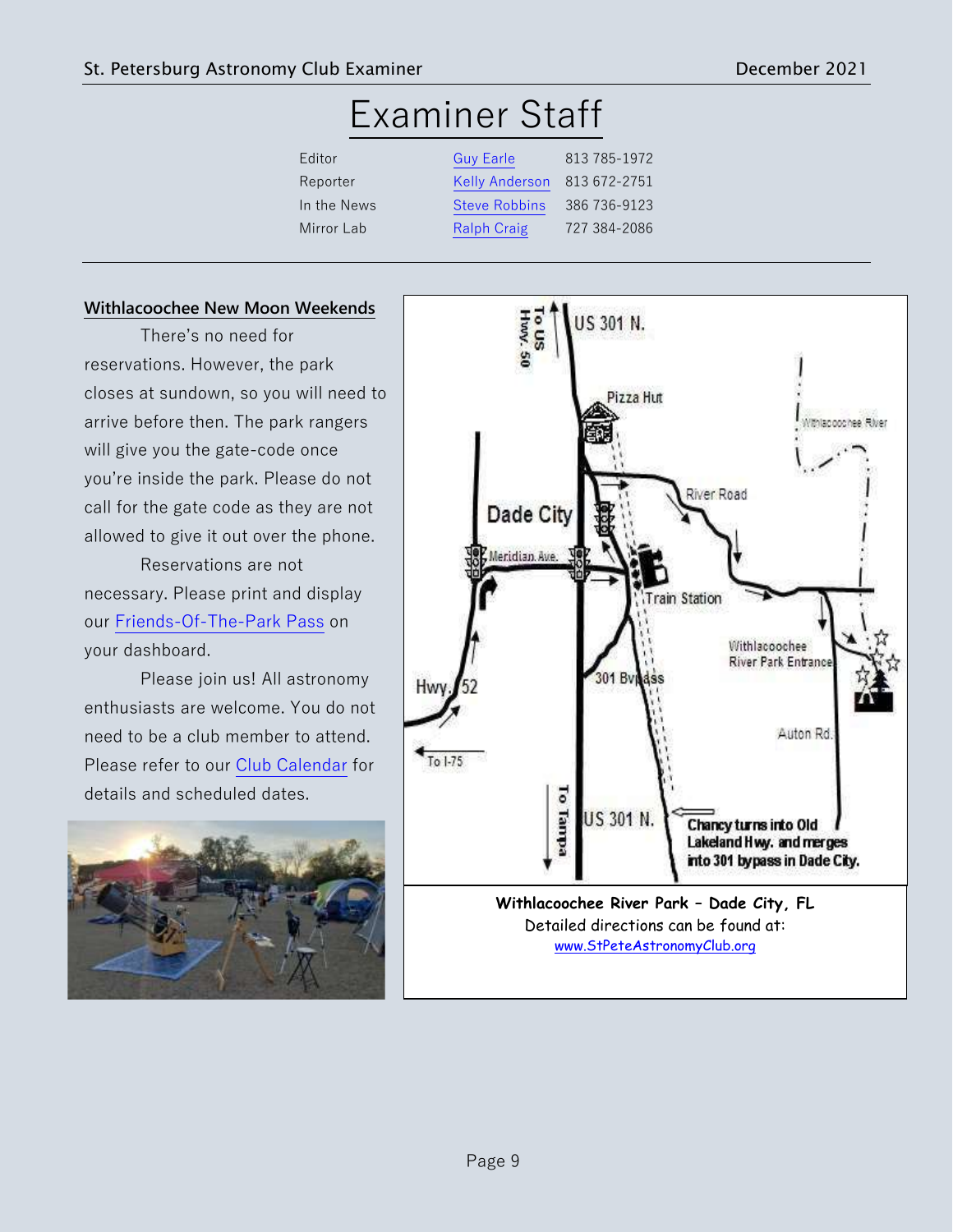# Examiner Staff

| | | |
|---|---|---|
| Editor | Guy Earle | 813 785-1972 |
| Reporter | Kelly Anderson | 813 672-2751 |
| In the News | Steve Robbins | 386 736-9123 |
| Mirror Lab | Ralph Craig | 727 384-2086 |

## Withlacoochee New Moon Weekends

There's no need for reservations. However, the park closes at sundown, so you will need to arrive before then. The park rangers will give you the gate-code once you're inside the park. Please do not call for the gate code as they are not allowed to give it out over the phone.

Reservations are not necessary. Please print and display our Friends-Of-The-Park Pass on your dashboard.

Please join us! All astronomy enthusiasts are welcome. You do not need to be a club member to attend. Please refer to our Club Calendar for details and scheduled dates.

**Withlacoochee River Park – Dade City, FL**

Detailed directions can be found at:
www.StPeteAstronomyClub.org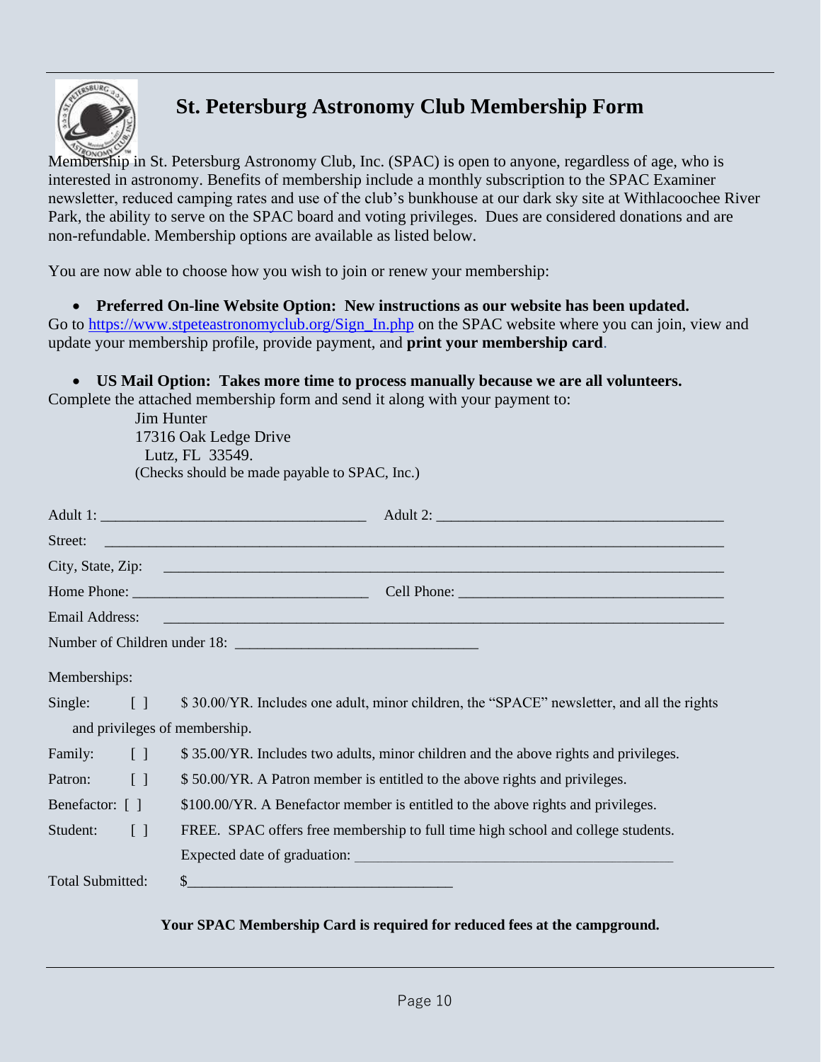# St. Petersburg Astronomy Club Membership Form

Membership in St. Petersburg Astronomy Club, Inc. (SPAC) is open to anyone, regardless of age, who is interested in astronomy. Benefits of membership include a monthly subscription to the SPAC Examiner newsletter, reduced camping rates and use of the club's bunkhouse at our dark sky site at Withlacoochee River Park, the ability to serve on the SPAC board and voting privileges. Dues are considered donations and are non-refundable. Membership options are available as listed below.

You are now able to choose how you wish to join or renew your membership:

- **Preferred On-line Website Option: New instructions as our website has been updated.**

Go to https://www.stpeteastronomyclub.org/Sign_In.php on the SPAC website where you can join, view and update your membership profile, provide payment, and **print your membership card**.

- **US Mail Option: Takes more time to process manually because we are all volunteers.**

Complete the attached membership form and send it along with your payment to:

Jim Hunter
17316 Oak Ledge Drive
Lutz, FL 33549.
(Checks should be made payable to SPAC, Inc.)

Adult 1: ___________________________________ Adult 2: ______________________________________

Street: _____________________________________________________________________________

City, State, Zip: ______________________________________________________________________

Home Phone: _______________________________ Cell Phone: ___________________________________

Email Address: ______________________________________________________________________

Number of Children under 18: ________________________________

Memberships:

Single: [ ] $ 30.00/YR. Includes one adult, minor children, the "SPACE" newsletter, and all the rights and privileges of membership.

Family: [ ] $ 35.00/YR. Includes two adults, minor children and the above rights and privileges.

Patron: [ ] $ 50.00/YR. A Patron member is entitled to the above rights and privileges.

Benefactor: [ ] $100.00/YR. A Benefactor member is entitled to the above rights and privileges.

Student: [ ] FREE. SPAC offers free membership to full time high school and college students.
Expected date of graduation: ___________________________________________

Total Submitted: $___________________________________

**Your SPAC Membership Card is required for reduced fees at the campground.**